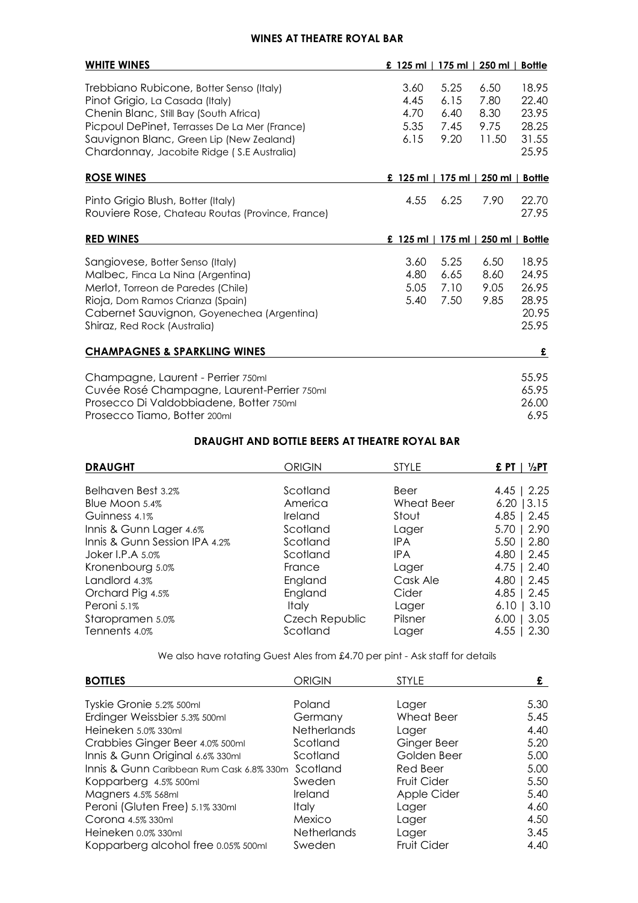## WINES AT THEATRE ROYAL BAR

| WHITE WINES | £ 125 ml | 175 ml | 250 ml | Bottle |
|---|---|---|---|---|
| Trebbiano Rubicone, Botter Senso (Italy) | 3.60 | 5.25 | 6.50 | 18.95 |
| Pinot Grigio, La Casada (Italy) | 4.45 | 6.15 | 7.80 | 22.40 |
| Chenin Blanc, Still Bay (South Africa) | 4.70 | 6.40 | 8.30 | 23.95 |
| Picpoul DePinet, Terrasses De La Mer (France) | 5.35 | 7.45 | 9.75 | 28.25 |
| Sauvignon Blanc, Green Lip (New Zealand) | 6.15 | 9.20 | 11.50 | 31.55 |
| Chardonnay, Jacobite Ridge ( S.E Australia) | | | | 25.95 |

| ROSE WINES | £ 125 ml | 175 ml | 250 ml | Bottle |
|---|---|---|---|---|
| Pinto Grigio Blush, Botter (Italy) | 4.55 | 6.25 | 7.90 | 22.70 |
| Rouviere Rose, Chateau Routas (Province, France) | | | | 27.95 |

| RED WINES | £ 125 ml | 175 ml | 250 ml | Bottle |
|---|---|---|---|---|
| Sangiovese, Botter Senso (Italy) | 3.60 | 5.25 | 6.50 | 18.95 |
| Malbec, Finca La Nina (Argentina) | 4.80 | 6.65 | 8.60 | 24.95 |
| Merlot, Torreon de Paredes (Chile) | 5.05 | 7.10 | 9.05 | 26.95 |
| Rioja, Dom Ramos Crianza (Spain) | 5.40 | 7.50 | 9.85 | 28.95 |
| Cabernet Sauvignon, Goyenechea (Argentina) | | | | 20.95 |
| Shiraz, Red Rock (Australia) | | | | 25.95 |

| CHAMPAGNES & SPARKLING WINES | £ |
|---|---|
| Champagne, Laurent - Perrier 750ml | 55.95 |
| Cuvée Rosé Champagne, Laurent-Perrier 750ml | 65.95 |
| Prosecco Di Valdobbiadene, Botter 750ml | 26.00 |
| Prosecco Tiamo, Botter 200ml | 6.95 |

## DRAUGHT AND BOTTLE BEERS AT THEATRE ROYAL BAR

| DRAUGHT | ORIGIN | STYLE | £ PT | ½PT |
|---|---|---|---|
| Belhaven Best 3.2% | Scotland | Beer | 4.45 \| 2.25 |
| Blue Moon 5.4% | America | Wheat Beer | 6.20 \| 3.15 |
| Guinness 4.1% | Ireland | Stout | 4.85 \| 2.45 |
| Innis & Gunn Lager 4.6% | Scotland | Lager | 5.70 \| 2.90 |
| Innis & Gunn Session IPA 4.2% | Scotland | IPA | 5.50 \| 2.80 |
| Joker I.P.A 5.0% | Scotland | IPA | 4.80 \| 2.45 |
| Kronenbourg 5.0% | France | Lager | 4.75 \| 2.40 |
| Landlord 4.3% | England | Cask Ale | 4.80 \| 2.45 |
| Orchard Pig 4.5% | England | Cider | 4.85 \| 2.45 |
| Peroni 5.1% | Italy | Lager | 6.10 \| 3.10 |
| Staropramen 5.0% | Czech Republic | Pilsner | 6.00 \| 3.05 |
| Tennents 4.0% | Scotland | Lager | 4.55 \| 2.30 |

We also have rotating Guest Ales from £4.70 per pint - Ask staff for details

| BOTTLES | ORIGIN | STYLE | £ |
|---|---|---|---|
| Tyskie Gronie 5.2% 500ml | Poland | Lager | 5.30 |
| Erdinger Weissbier 5.3% 500ml | Germany | Wheat Beer | 5.45 |
| Heineken 5.0% 330ml | Netherlands | Lager | 4.40 |
| Crabbies Ginger Beer 4.0% 500ml | Scotland | Ginger Beer | 5.20 |
| Innis & Gunn Original 6.6% 330ml | Scotland | Golden Beer | 5.00 |
| Innis & Gunn Caribbean Rum Cask 6.8% 330m | Scotland | Red Beer | 5.00 |
| Kopparberg 4.5% 500ml | Sweden | Fruit Cider | 5.50 |
| Magners 4.5% 568ml | Ireland | Apple Cider | 5.40 |
| Peroni (Gluten Free) 5.1% 330ml | Italy | Lager | 4.60 |
| Corona 4.5% 330ml | Mexico | Lager | 4.50 |
| Heineken 0.0% 330ml | Netherlands | Lager | 3.45 |
| Kopparberg alcohol free 0.05% 500ml | Sweden | Fruit Cider | 4.40 |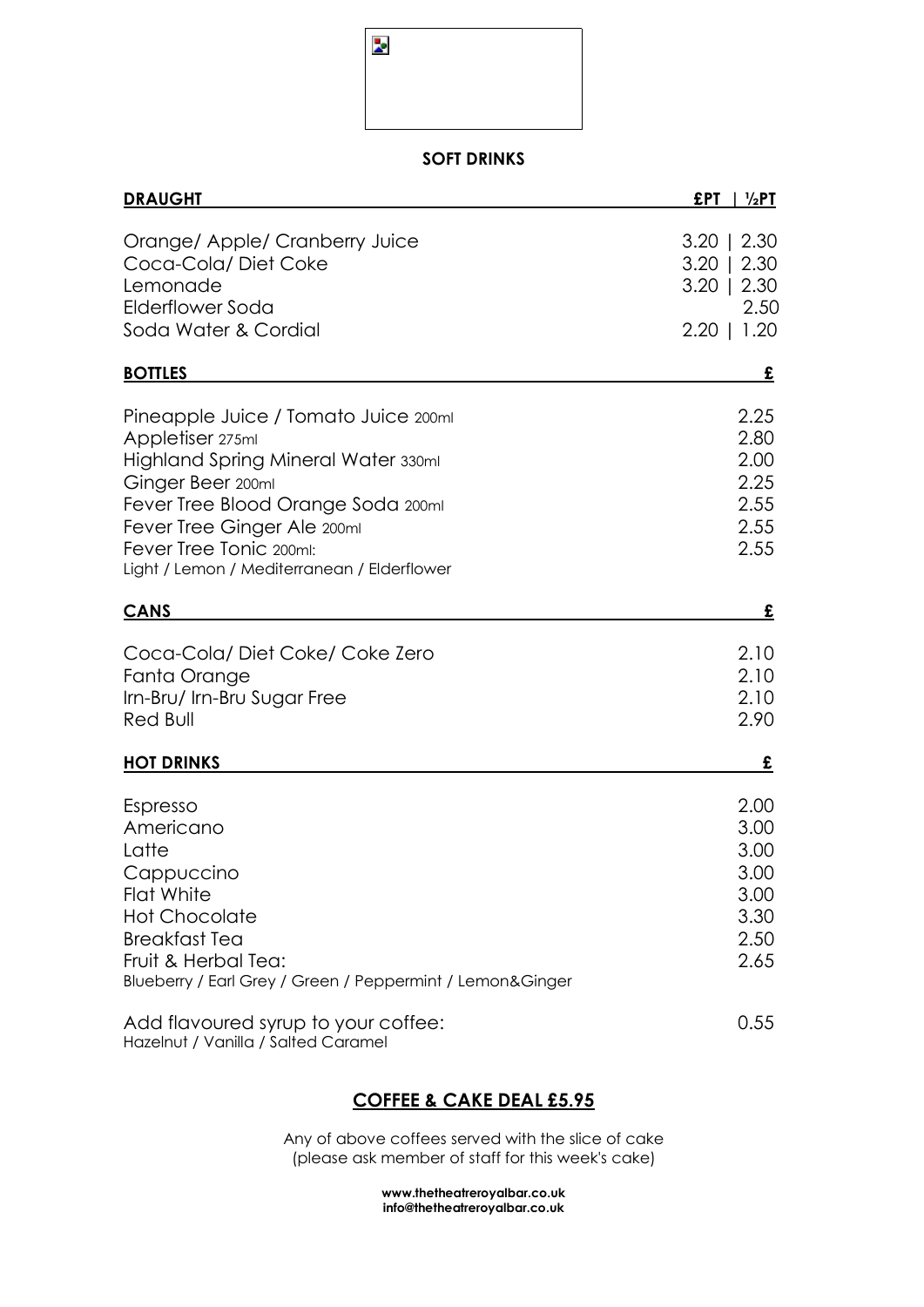## SOFT DRINKS

| DRAUGHT | £PT \| ½PT |
|---|---|
| Orange/ Apple/ Cranberry Juice | 3.20 \| 2.30 |
| Coca-Cola/ Diet Coke | 3.20 \| 2.30 |
| Lemonade | 3.20 \| 2.30 |
| Elderflower Soda | 2.50 |
| Soda Water & Cordial | 2.20 \| 1.20 |

| BOTTLES | £ |
|---|---|
| Pineapple Juice / Tomato Juice 200ml | 2.25 |
| Appletiser 275ml | 2.80 |
| Highland Spring Mineral Water 330ml | 2.00 |
| Ginger Beer 200ml | 2.25 |
| Fever Tree Blood Orange Soda 200ml | 2.55 |
| Fever Tree Ginger Ale 200ml | 2.55 |
| Fever Tree Tonic 200ml: Light / Lemon / Mediterranean / Elderflower | 2.55 |

| CANS | £ |
|---|---|
| Coca-Cola/ Diet Coke/ Coke Zero | 2.10 |
| Fanta Orange | 2.10 |
| Irn-Bru/ Irn-Bru Sugar Free | 2.10 |
| Red Bull | 2.90 |

| HOT DRINKS | £ |
|---|---|
| Espresso | 2.00 |
| Americano | 3.00 |
| Latte | 3.00 |
| Cappuccino | 3.00 |
| Flat White | 3.00 |
| Hot Chocolate | 3.30 |
| Breakfast Tea | 2.50 |
| Fruit & Herbal Tea: Blueberry / Earl Grey / Green / Peppermint / Lemon&Ginger | 2.65 |
| Add flavoured syrup to your coffee: Hazelnut / Vanilla / Salted Caramel | 0.55 |

## COFFEE & CAKE DEAL £5.95

Any of above coffees served with the slice of cake
(please ask member of staff for this week's cake)

**www.thetheatreroyalbar.co.uk**
**info@thetheatreroyalbar.co.uk**